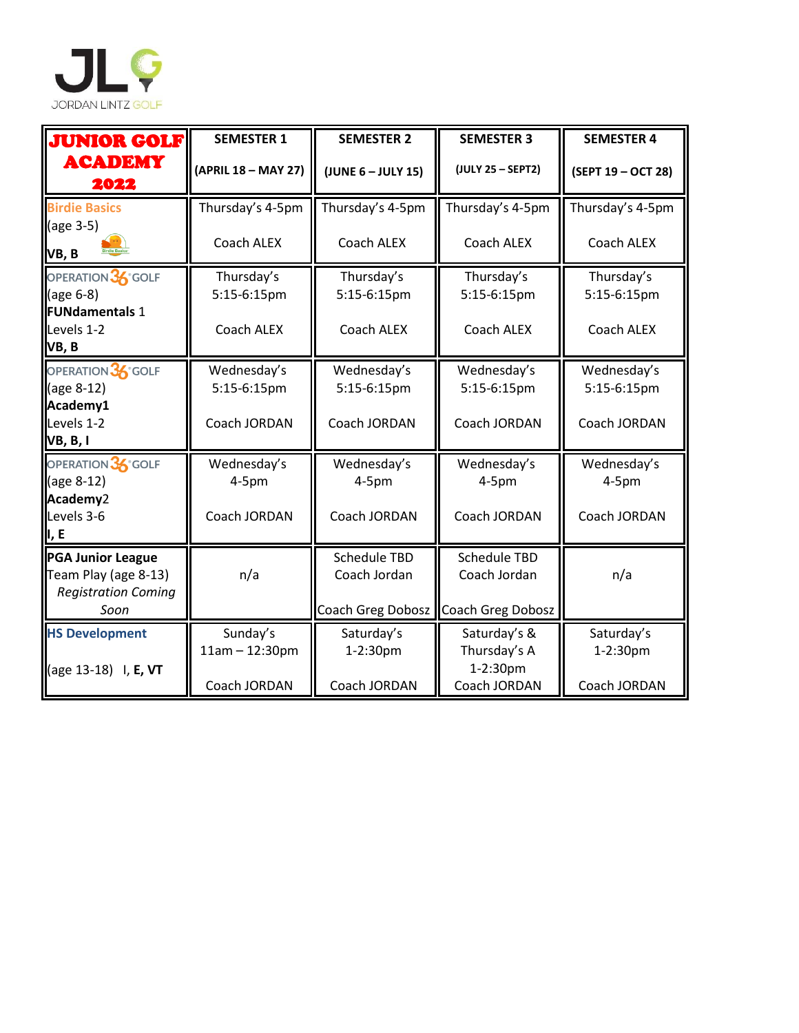JLG
JORDAN LINTZ GOLF

| **JUNIOR GOLF ACADEMY 2022** | **SEMESTER 1** (APRIL 18 – MAY 27) | **SEMESTER 2** (JUNE 6 – JULY 15) | **SEMESTER 3** (JULY 25 – SEPT2) | **SEMESTER 4** (SEPT 19 – OCT 28) |
| --- | --- | --- | --- | --- |
| Birdie Basics (age 3-5) **VB, B** | Thursday's 4-5pm Coach ALEX | Thursday's 4-5pm Coach ALEX | Thursday's 4-5pm Coach ALEX | Thursday's 4-5pm Coach ALEX |
| OPERATION 36 GOLF (age 6-8) **FUNdamentals** 1 Levels 1-2 **VB, B** | Thursday's 5:15-6:15pm Coach ALEX | Thursday's 5:15-6:15pm Coach ALEX | Thursday's 5:15-6:15pm Coach ALEX | Thursday's 5:15-6:15pm Coach ALEX |
| OPERATION 36 GOLF (age 8-12) **Academy1** Levels 1-2 **VB, B, I** | Wednesday's 5:15-6:15pm Coach JORDAN | Wednesday's 5:15-6:15pm Coach JORDAN | Wednesday's 5:15-6:15pm Coach JORDAN | Wednesday's 5:15-6:15pm Coach JORDAN |
| OPERATION 36 GOLF (age 8-12) **Academy**2 Levels 3-6 **I, E** | Wednesday's 4-5pm Coach JORDAN | Wednesday's 4-5pm Coach JORDAN | Wednesday's 4-5pm Coach JORDAN | Wednesday's 4-5pm Coach JORDAN |
| **PGA Junior League** Team Play (age 8-13) *Registration Coming Soon* | n/a | Schedule TBD Coach Jordan Coach Greg Dobosz | Schedule TBD Coach Jordan Coach Greg Dobosz | n/a |
| **HS Development** (age 13-18) I, **E, VT** | Sunday's 11am – 12:30pm Coach JORDAN | Saturday's 1-2:30pm Coach JORDAN | Saturday's & Thursday's A 1-2:30pm Coach JORDAN | Saturday's 1-2:30pm Coach JORDAN |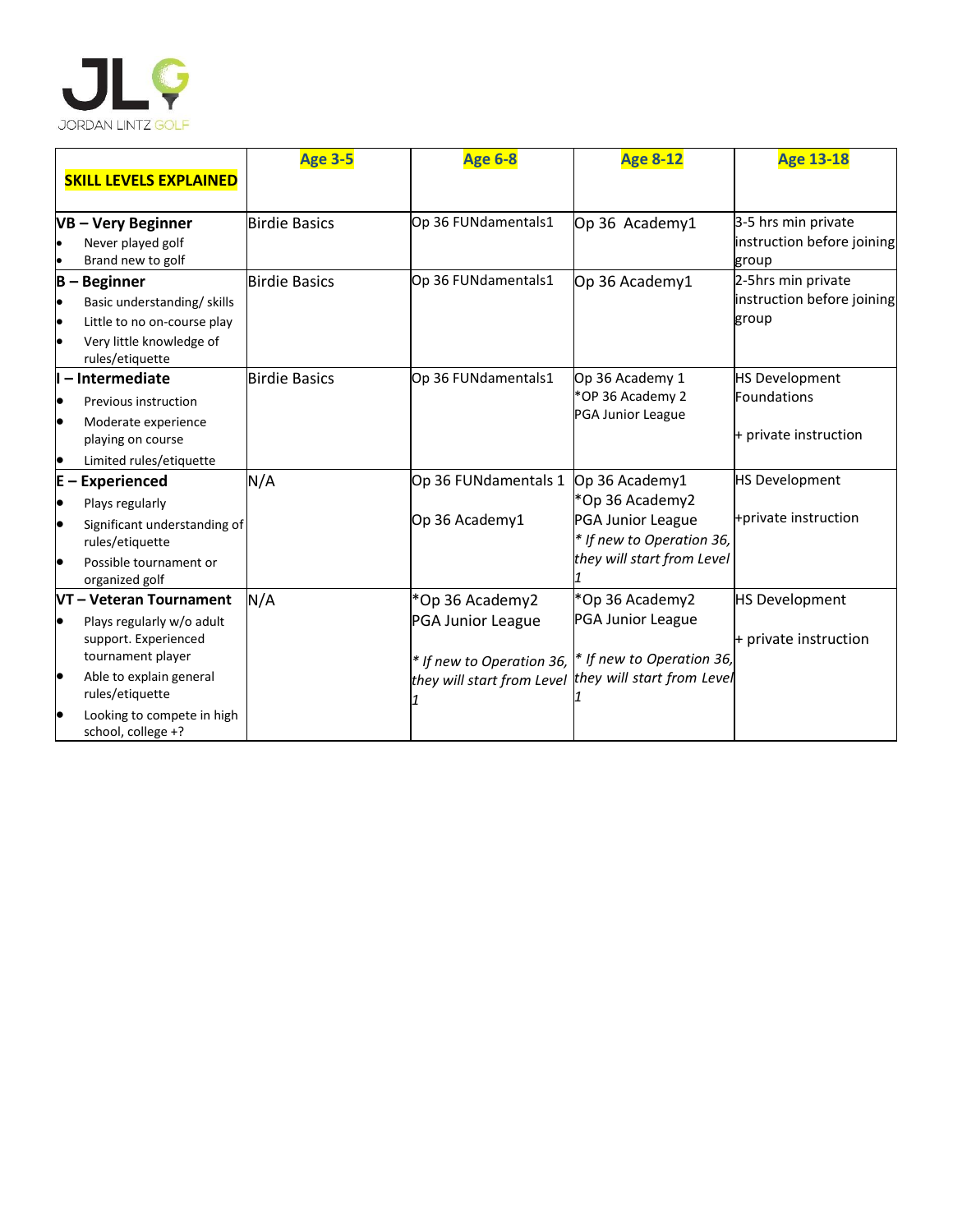JLG JORDAN LINTZ GOLF

| **SKILL LEVELS EXPLAINED** | **Age 3-5** | **Age 6-8** | **Age 8-12** | **Age 13-18** |
|---|---|---|---|---|
| **VB – Very Beginner**<br>• Never played golf<br>• Brand new to golf | Birdie Basics | Op 36 FUNdamentals1 | Op 36 Academy1 | 3-5 hrs min private instruction before joining group |
| **B – Beginner**<br>• Basic understanding/ skills<br>• Little to no on-course play<br>• Very little knowledge of rules/etiquette | Birdie Basics | Op 36 FUNdamentals1 | Op 36 Academy1 | 2-5hrs min private instruction before joining group |
| **I – Intermediate**<br>• Previous instruction<br>• Moderate experience playing on course<br>• Limited rules/etiquette | Birdie Basics | Op 36 FUNdamentals1 | Op 36 Academy 1<br>*OP 36 Academy 2<br>PGA Junior League | HS Development Foundations<br><br>+ private instruction |
| **E – Experienced**<br>• Plays regularly<br>• Significant understanding of rules/etiquette<br>• Possible tournament or organized golf | N/A | Op 36 FUNdamentals 1<br><br>Op 36 Academy1 | Op 36 Academy1<br>*Op 36 Academy2<br>PGA Junior League<br>*\* If new to Operation 36, they will start from Level 1* | HS Development<br><br>+private instruction |
| **VT – Veteran Tournament**<br>• Plays regularly w/o adult support. Experienced tournament player<br>• Able to explain general rules/etiquette<br>• Looking to compete in high school, college +? | N/A | *Op 36 Academy2<br>PGA Junior League<br><br>*\* If new to Operation 36, they will start from Level 1* | *Op 36 Academy2<br>PGA Junior League<br><br>*\* If new to Operation 36, they will start from Level 1* | HS Development<br><br>+ private instruction |